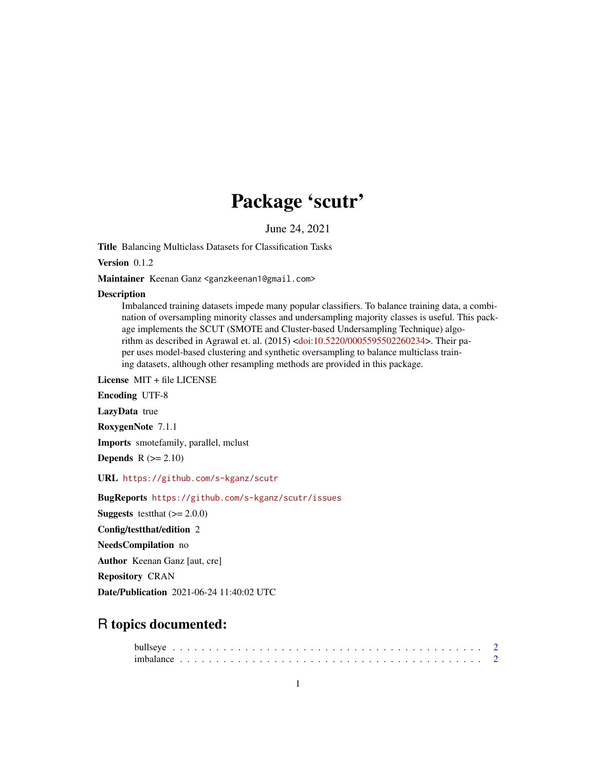# Package 'scutr'

June 24, 2021

**Title** Balancing Multiclass Datasets for Classification Tasks

**Version** 0.1.2

**Maintainer** Keenan Ganz <ganzkeenan1@gmail.com>

**Description**
Imbalanced training datasets impede many popular classifiers. To balance training data, a combination of oversampling minority classes and undersampling majority classes is useful. This package implements the SCUT (SMOTE and Cluster-based Undersampling Technique) algorithm as described in Agrawal et. al. (2015) <doi:10.5220/0005595502260234>. Their paper uses model-based clustering and synthetic oversampling to balance multiclass training datasets, although other resampling methods are provided in this package.

**License** MIT + file LICENSE

**Encoding** UTF-8

**LazyData** true

**RoxygenNote** 7.1.1

**Imports** smotefamily, parallel, mclust

**Depends** R (>= 2.10)

**URL** https://github.com/s-kganz/scutr

**BugReports** https://github.com/s-kganz/scutr/issues

**Suggests** testthat (>= 2.0.0)

**Config/testthat/edition** 2

**NeedsCompilation** no

**Author** Keenan Ganz [aut, cre]

**Repository** CRAN

**Date/Publication** 2021-06-24 11:40:02 UTC

## R topics documented:

bullseye . . . . . . . . . . . . . . . . . . . . . . . . . . . . . . . . . . . . . . . . . . 2
imbalance . . . . . . . . . . . . . . . . . . . . . . . . . . . . . . . . . . . . . . . . . 2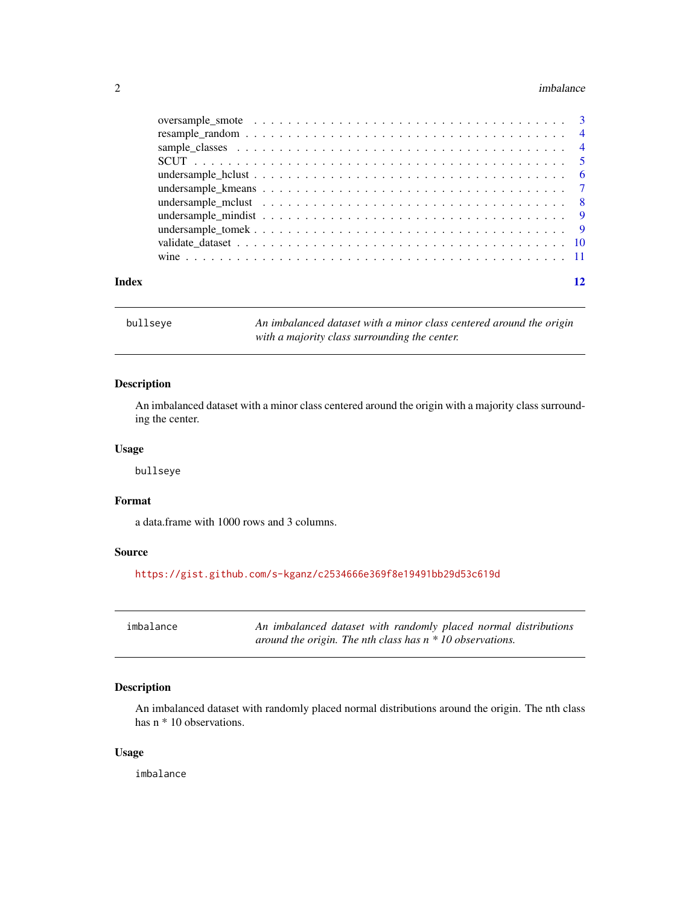| | |
|---|---|
| oversample_smote | 3 |
| resample_random | 4 |
| sample_classes | 4 |
| SCUT | 5 |
| undersample_hclust | 6 |
| undersample_kmeans | 7 |
| undersample_mclust | 8 |
| undersample_mindist | 9 |
| undersample_tomek | 9 |
| validate_dataset | 10 |
| wine | 11 |

**Index** **12**

---

`bullseye` *An imbalanced dataset with a minor class centered around the origin with a majority class surrounding the center.*

---

### Description

An imbalanced dataset with a minor class centered around the origin with a majority class surrounding the center.

### Usage

```
bullseye
```

### Format

a data.frame with 1000 rows and 3 columns.

### Source

https://gist.github.com/s-kganz/c2534666e369f8e19491bb29d53c619d

---

`imbalance` *An imbalanced dataset with randomly placed normal distributions around the origin. The nth class has n * 10 observations.*

---

### Description

An imbalanced dataset with randomly placed normal distributions around the origin. The nth class has n * 10 observations.

### Usage

```
imbalance
```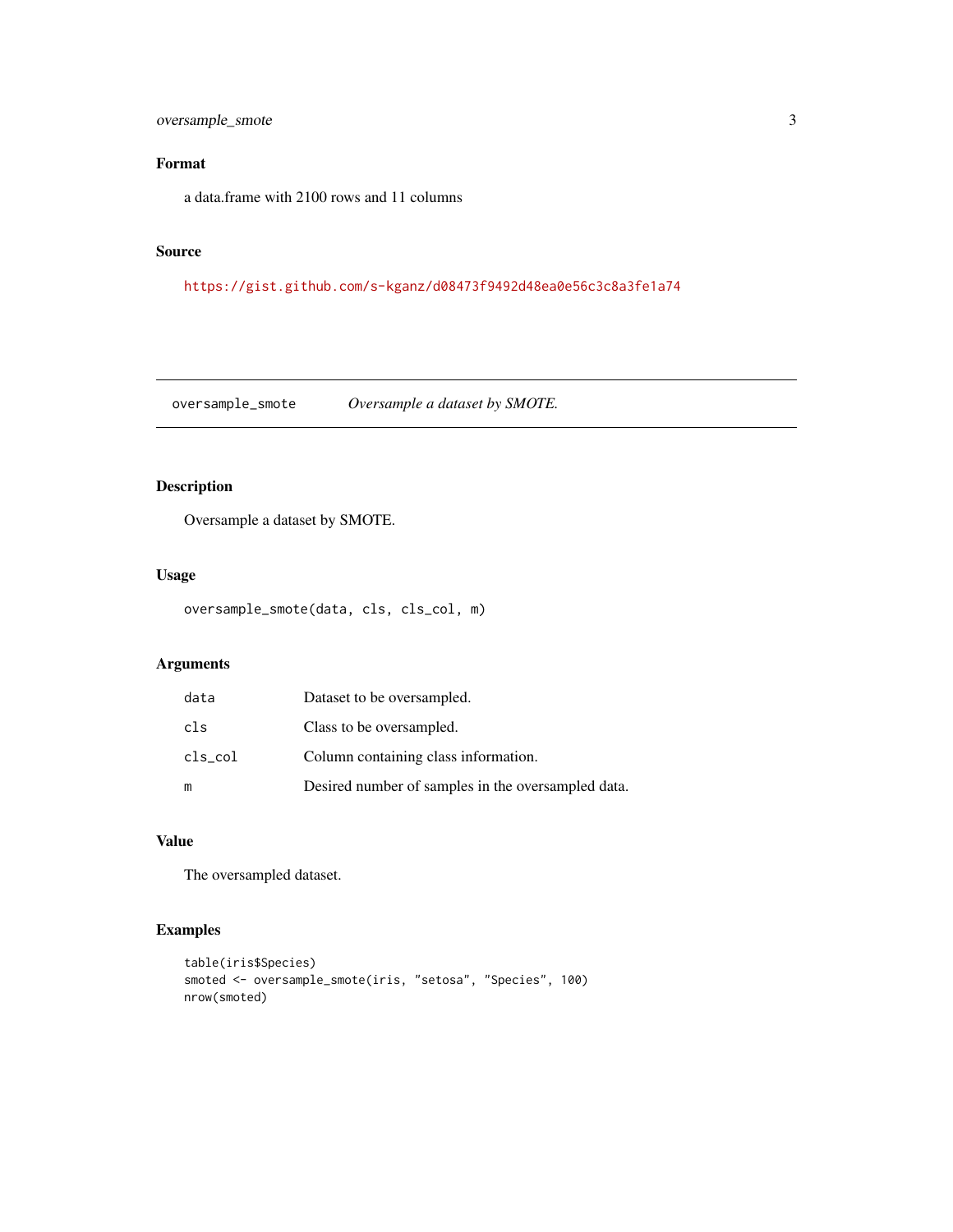### Format

a data.frame with 2100 rows and 11 columns

### Source

https://gist.github.com/s-kganz/d08473f9492d48ea0e56c3c8a3fe1a74

---

## oversample_smote *Oversample a dataset by SMOTE.*

---

### Description

Oversample a dataset by SMOTE.

### Usage

```
oversample_smote(data, cls, cls_col, m)
```

### Arguments

| | |
|---|---|
| data | Dataset to be oversampled. |
| cls | Class to be oversampled. |
| cls_col | Column containing class information. |
| m | Desired number of samples in the oversampled data. |

### Value

The oversampled dataset.

### Examples

```
table(iris$Species)
smoted <- oversample_smote(iris, "setosa", "Species", 100)
nrow(smoted)
```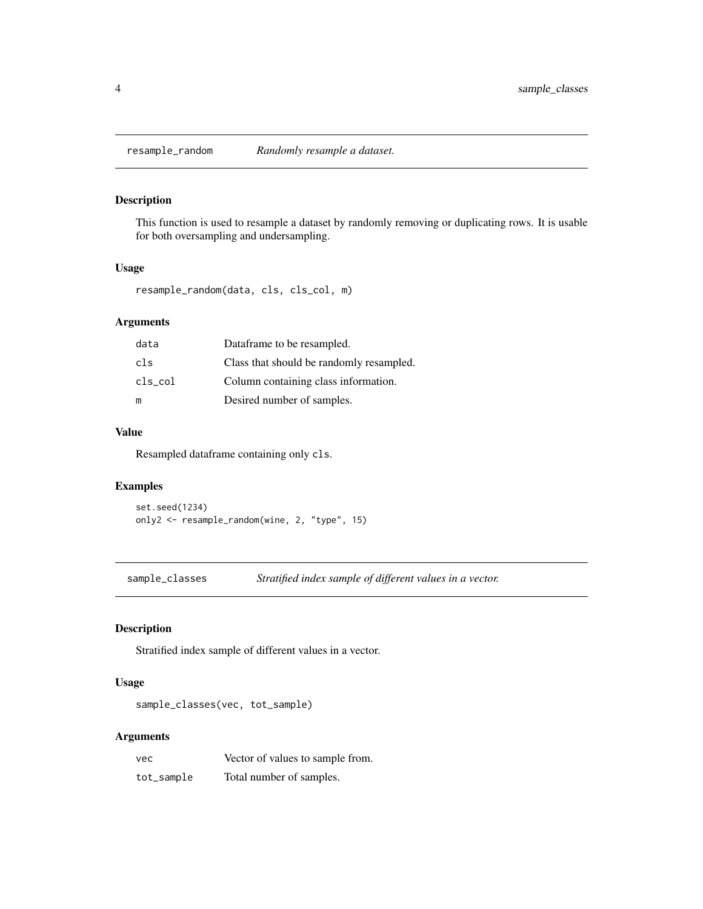## resample_random — *Randomly resample a dataset.*

### Description

This function is used to resample a dataset by randomly removing or duplicating rows. It is usable for both oversampling and undersampling.

### Usage

```
resample_random(data, cls, cls_col, m)
```

### Arguments

| | |
|---|---|
| `data` | Dataframe to be resampled. |
| `cls` | Class that should be randomly resampled. |
| `cls_col` | Column containing class information. |
| `m` | Desired number of samples. |

### Value

Resampled dataframe containing only `cls`.

### Examples

```
set.seed(1234)
only2 <- resample_random(wine, 2, "type", 15)
```

## sample_classes — *Stratified index sample of different values in a vector.*

### Description

Stratified index sample of different values in a vector.

### Usage

```
sample_classes(vec, tot_sample)
```

### Arguments

| | |
|---|---|
| `vec` | Vector of values to sample from. |
| `tot_sample` | Total number of samples. |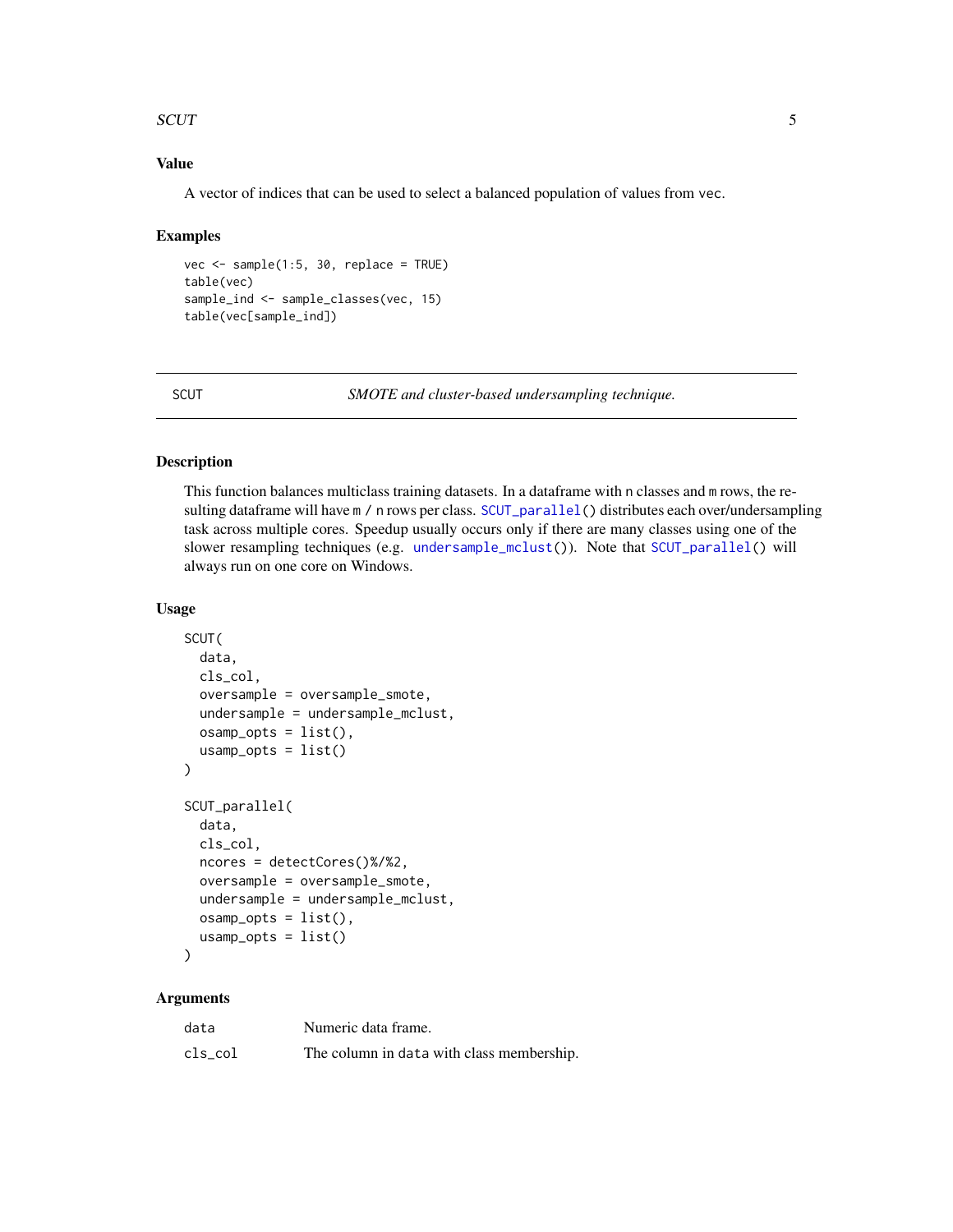## Value

A vector of indices that can be used to select a balanced population of values from vec.

## Examples

```
vec <- sample(1:5, 30, replace = TRUE)
table(vec)
sample_ind <- sample_classes(vec, 15)
table(vec[sample_ind])
```

---

# SCUT — *SMOTE and cluster-based undersampling technique.*

## Description

This function balances multiclass training datasets. In a dataframe with `n` classes and `m` rows, the resulting dataframe will have `m / n` rows per class. `SCUT_parallel()` distributes each over/undersampling task across multiple cores. Speedup usually occurs only if there are many classes using one of the slower resampling techniques (e.g. `undersample_mclust()`). Note that `SCUT_parallel()` will always run on one core on Windows.

## Usage

```
SCUT(
  data,
  cls_col,
  oversample = oversample_smote,
  undersample = undersample_mclust,
  osamp_opts = list(),
  usamp_opts = list()
)

SCUT_parallel(
  data,
  cls_col,
  ncores = detectCores()%/%2,
  oversample = oversample_smote,
  undersample = undersample_mclust,
  osamp_opts = list(),
  usamp_opts = list()
)
```

## Arguments

| | |
|---|---|
| `data` | Numeric data frame. |
| `cls_col` | The column in `data` with class membership. |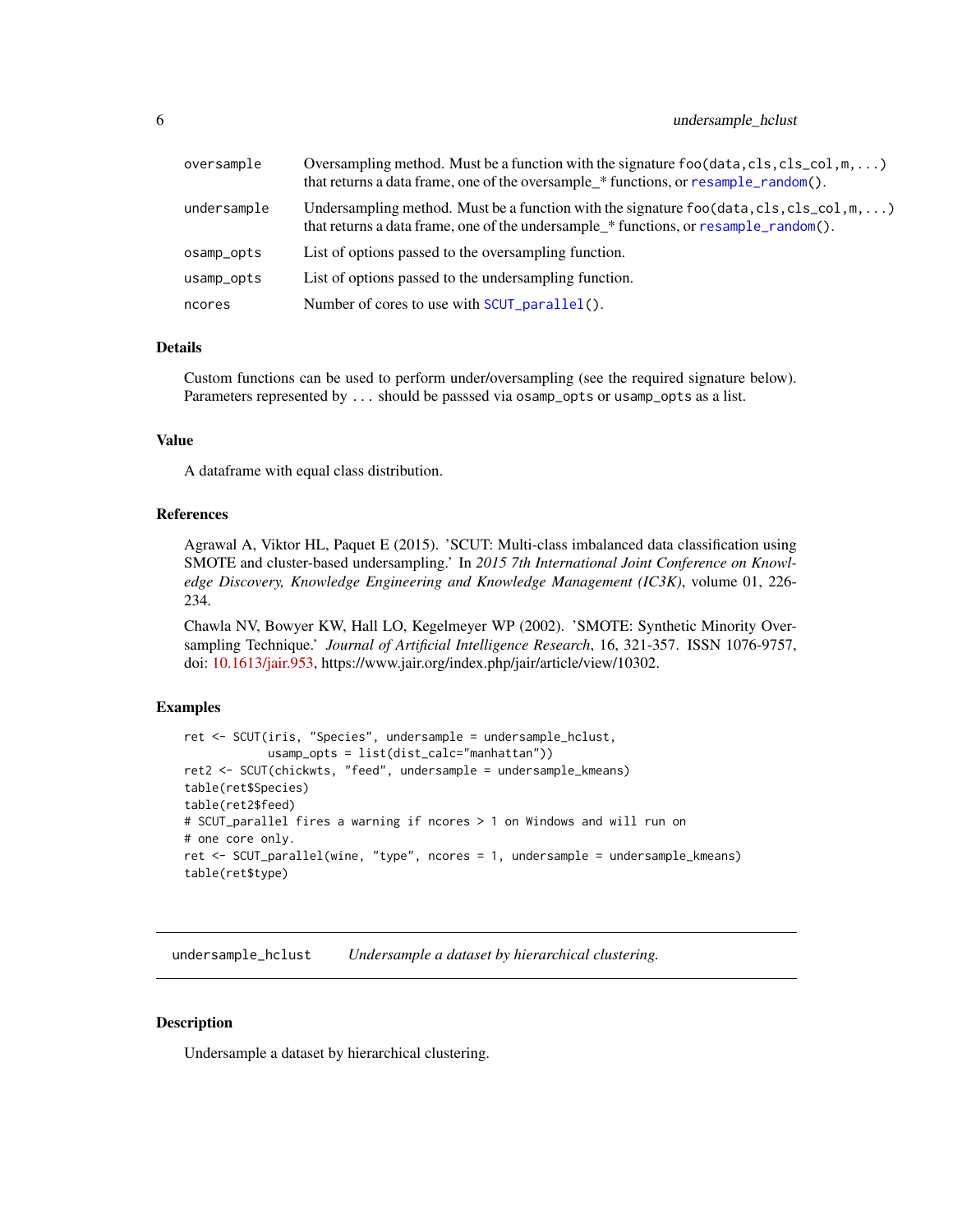| | |
|---|---|
| oversample | Oversampling method. Must be a function with the signature `foo(data,cls,cls_col,m,...)` that returns a data frame, one of the oversample_* functions, or `resample_random()`. |
| undersample | Undersampling method. Must be a function with the signature `foo(data,cls,cls_col,m,...)` that returns a data frame, one of the undersample_* functions, or `resample_random()`. |
| osamp_opts | List of options passed to the oversampling function. |
| usamp_opts | List of options passed to the undersampling function. |
| ncores | Number of cores to use with `SCUT_parallel()`. |

### Details

Custom functions can be used to perform under/oversampling (see the required signature below). Parameters represented by `...` should be passsed via `osamp_opts` or `usamp_opts` as a list.

### Value

A dataframe with equal class distribution.

### References

Agrawal A, Viktor HL, Paquet E (2015). 'SCUT: Multi-class imbalanced data classification using SMOTE and cluster-based undersampling.' In *2015 7th International Joint Conference on Knowledge Discovery, Knowledge Engineering and Knowledge Management (IC3K)*, volume 01, 226-234.

Chawla NV, Bowyer KW, Hall LO, Kegelmeyer WP (2002). 'SMOTE: Synthetic Minority Oversampling Technique.' *Journal of Artificial Intelligence Research*, 16, 321-357. ISSN 1076-9757, doi: 10.1613/jair.953, https://www.jair.org/index.php/jair/article/view/10302.

### Examples

```
ret <- SCUT(iris, "Species", undersample = undersample_hclust,
            usamp_opts = list(dist_calc="manhattan"))
ret2 <- SCUT(chickwts, "feed", undersample = undersample_kmeans)
table(ret$Species)
table(ret2$feed)
# SCUT_parallel fires a warning if ncores > 1 on Windows and will run on
# one core only.
ret <- SCUT_parallel(wine, "type", ncores = 1, undersample = undersample_kmeans)
table(ret$type)
```

---

## undersample_hclust — *Undersample a dataset by hierarchical clustering.*

### Description

Undersample a dataset by hierarchical clustering.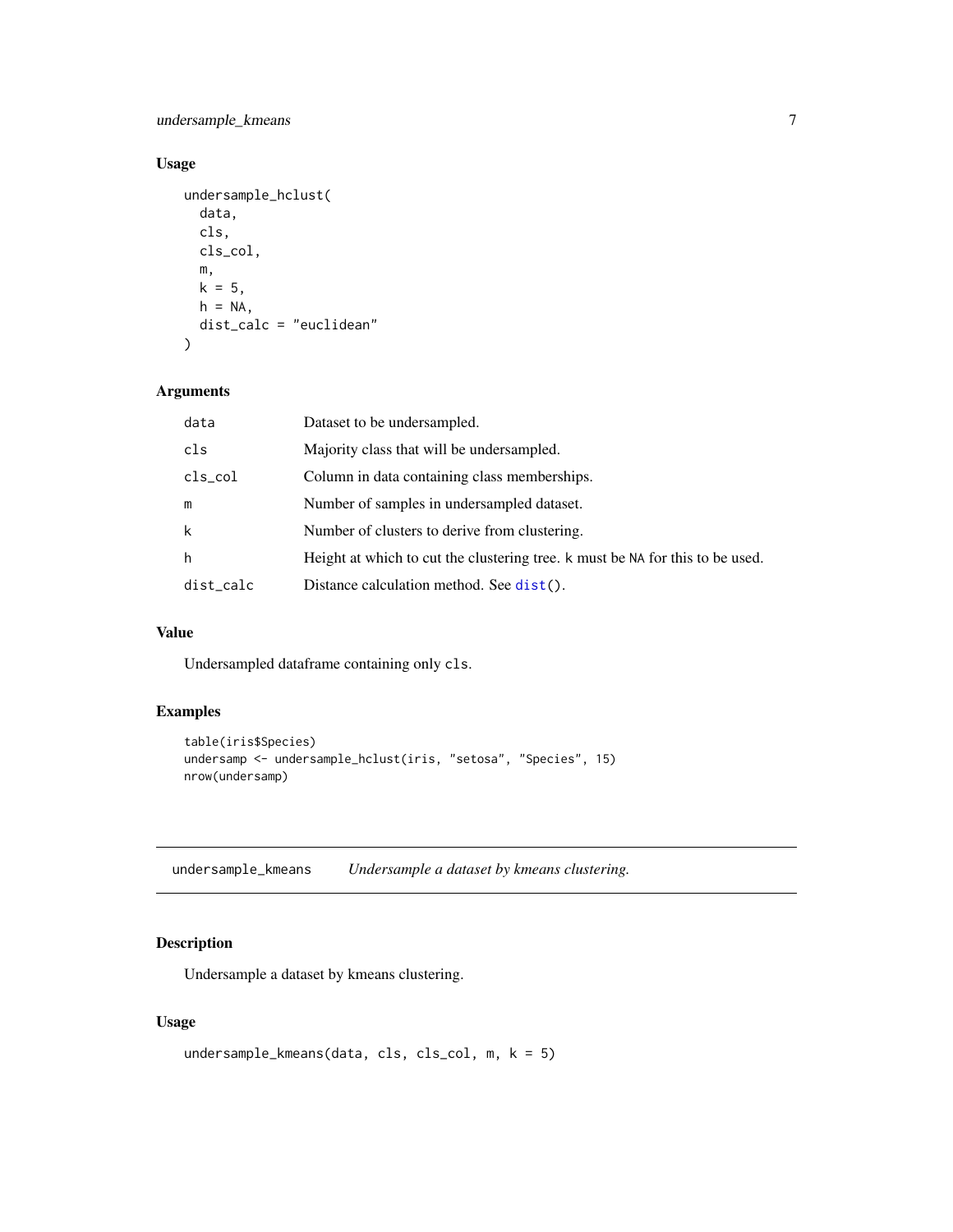### Usage

```
undersample_hclust(
  data,
  cls,
  cls_col,
  m,
  k = 5,
  h = NA,
  dist_calc = "euclidean"
)
```

### Arguments

| | |
|---|---|
| data | Dataset to be undersampled. |
| cls | Majority class that will be undersampled. |
| cls_col | Column in data containing class memberships. |
| m | Number of samples in undersampled dataset. |
| k | Number of clusters to derive from clustering. |
| h | Height at which to cut the clustering tree. k must be NA for this to be used. |
| dist_calc | Distance calculation method. See dist(). |

### Value

Undersampled dataframe containing only cls.

### Examples

```
table(iris$Species)
undersamp <- undersample_hclust(iris, "setosa", "Species", 15)
nrow(undersamp)
```

---

## undersample_kmeans *Undersample a dataset by kmeans clustering.*

---

### Description

Undersample a dataset by kmeans clustering.

### Usage

```
undersample_kmeans(data, cls, cls_col, m, k = 5)
```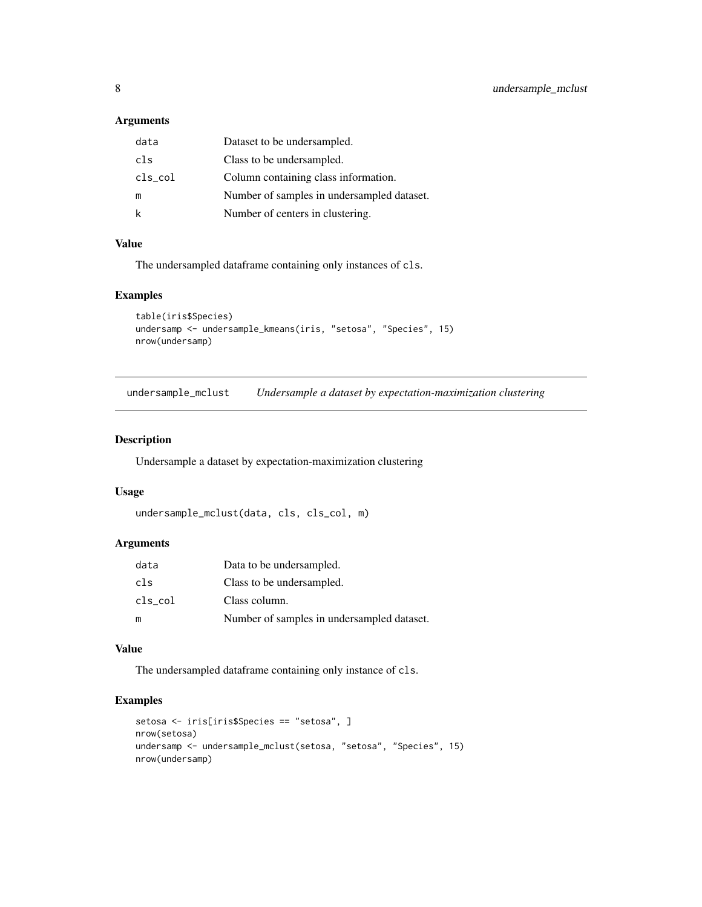### Arguments

| | |
|---|---|
| data | Dataset to be undersampled. |
| cls | Class to be undersampled. |
| cls_col | Column containing class information. |
| m | Number of samples in undersampled dataset. |
| k | Number of centers in clustering. |

### Value

The undersampled dataframe containing only instances of `cls`.

### Examples

```
table(iris$Species)
undersamp <- undersample_kmeans(iris, "setosa", "Species", 15)
nrow(undersamp)
```

---

## undersample_mclust *Undersample a dataset by expectation-maximization clustering*

### Description

Undersample a dataset by expectation-maximization clustering

### Usage

```
undersample_mclust(data, cls, cls_col, m)
```

### Arguments

| | |
|---|---|
| data | Data to be undersampled. |
| cls | Class to be undersampled. |
| cls_col | Class column. |
| m | Number of samples in undersampled dataset. |

### Value

The undersampled dataframe containing only instance of `cls`.

### Examples

```
setosa <- iris[iris$Species == "setosa", ]
nrow(setosa)
undersamp <- undersample_mclust(setosa, "setosa", "Species", 15)
nrow(undersamp)
```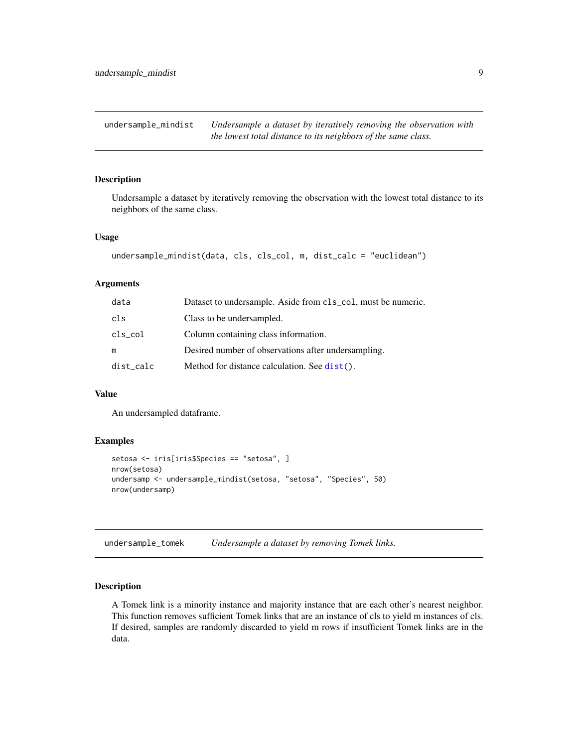## undersample_mindist — *Undersample a dataset by iteratively removing the observation with the lowest total distance to its neighbors of the same class.*

### Description

Undersample a dataset by iteratively removing the observation with the lowest total distance to its neighbors of the same class.

### Usage

```
undersample_mindist(data, cls, cls_col, m, dist_calc = "euclidean")
```

### Arguments

| | |
|---|---|
| data | Dataset to undersample. Aside from cls_col, must be numeric. |
| cls | Class to be undersampled. |
| cls_col | Column containing class information. |
| m | Desired number of observations after undersampling. |
| dist_calc | Method for distance calculation. See dist(). |

### Value

An undersampled dataframe.

### Examples

```
setosa <- iris[iris$Species == "setosa", ]
nrow(setosa)
undersamp <- undersample_mindist(setosa, "setosa", "Species", 50)
nrow(undersamp)
```

## undersample_tomek — *Undersample a dataset by removing Tomek links.*

### Description

A Tomek link is a minority instance and majority instance that are each other's nearest neighbor. This function removes sufficient Tomek links that are an instance of cls to yield m instances of cls. If desired, samples are randomly discarded to yield m rows if insufficient Tomek links are in the data.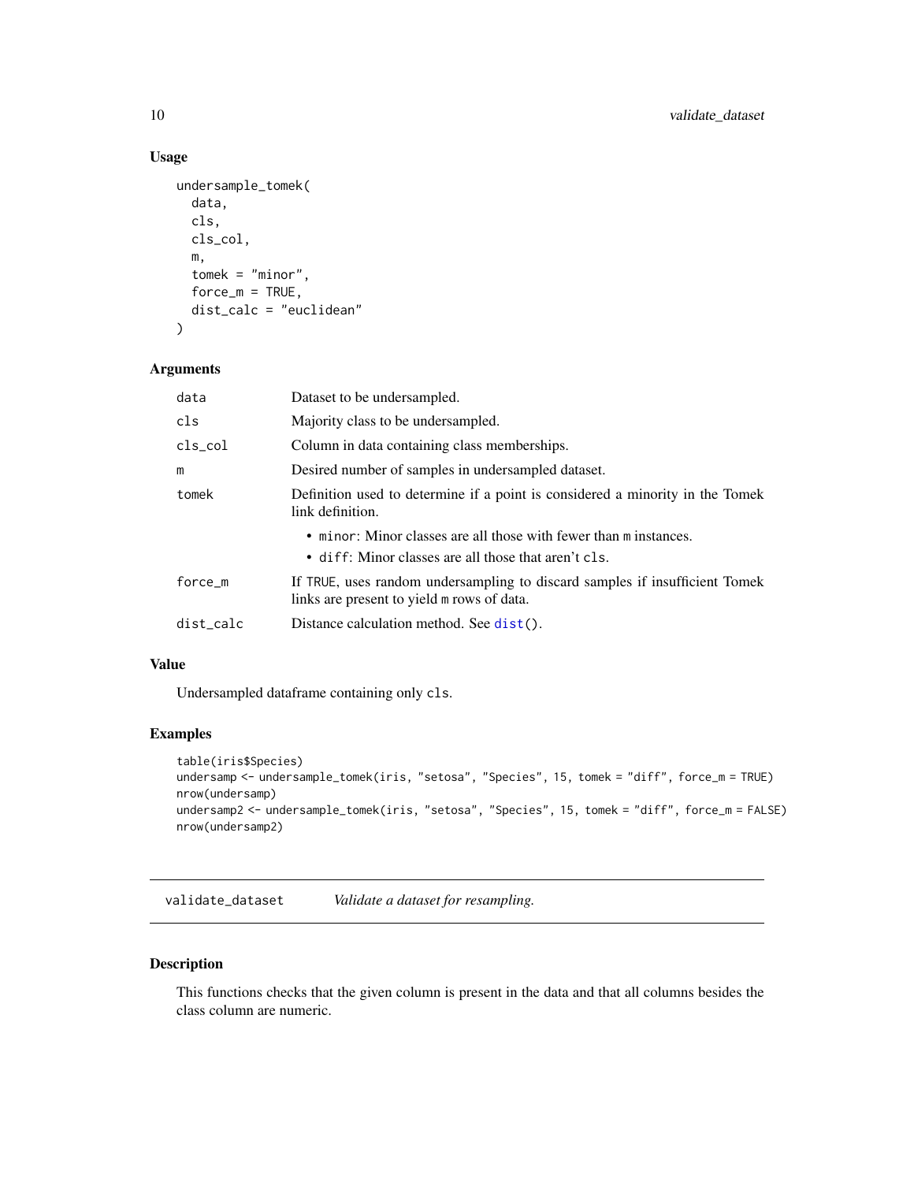### Usage

```
undersample_tomek(
  data,
  cls,
  cls_col,
  m,
  tomek = "minor",
  force_m = TRUE,
  dist_calc = "euclidean"
)
```

### Arguments

| | |
|---|---|
| data | Dataset to be undersampled. |
| cls | Majority class to be undersampled. |
| cls_col | Column in data containing class memberships. |
| m | Desired number of samples in undersampled dataset. |
| tomek | Definition used to determine if a point is considered a minority in the Tomek link definition.<br>• minor: Minor classes are all those with fewer than m instances.<br>• diff: Minor classes are all those that aren't cls. |
| force_m | If TRUE, uses random undersampling to discard samples if insufficient Tomek links are present to yield m rows of data. |
| dist_calc | Distance calculation method. See dist(). |

### Value

Undersampled dataframe containing only cls.

### Examples

```
table(iris$Species)
undersamp <- undersample_tomek(iris, "setosa", "Species", 15, tomek = "diff", force_m = TRUE)
nrow(undersamp)
undersamp2 <- undersample_tomek(iris, "setosa", "Species", 15, tomek = "diff", force_m = FALSE)
nrow(undersamp2)
```

---

## validate_dataset *Validate a dataset for resampling.*

### Description

This functions checks that the given column is present in the data and that all columns besides the class column are numeric.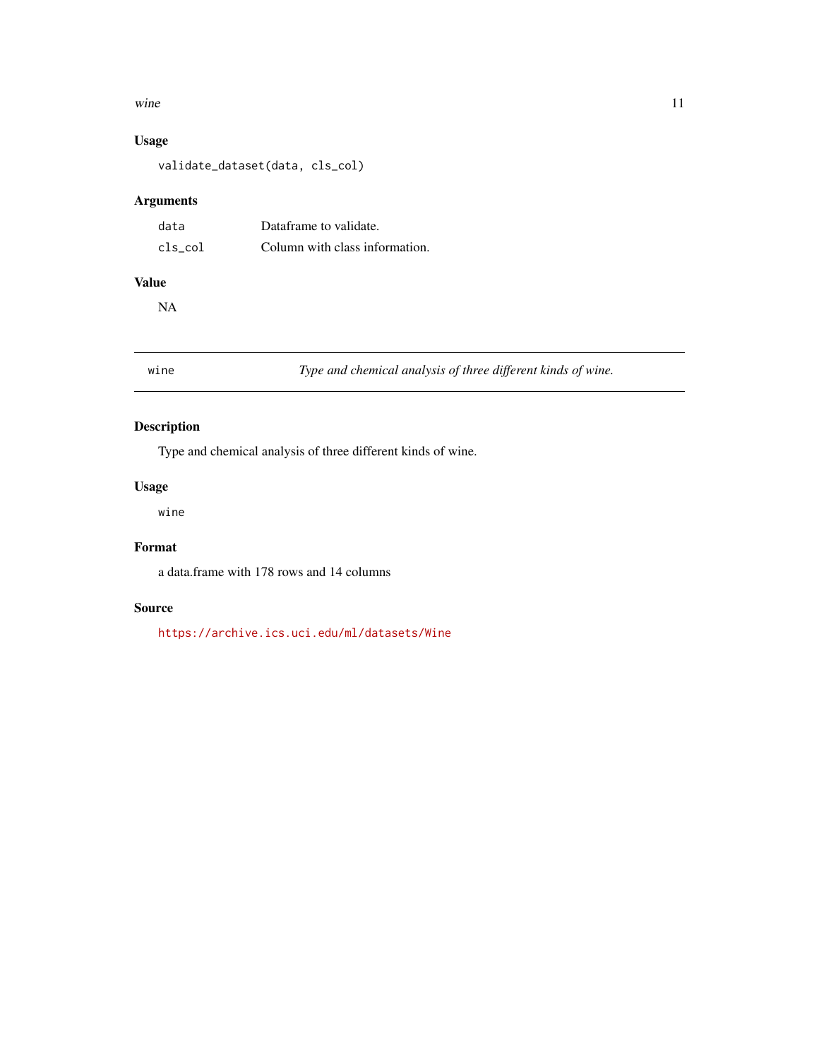### Usage

```
validate_dataset(data, cls_col)
```

### Arguments

| | |
|---|---|
| data | Dataframe to validate. |
| cls_col | Column with class information. |

### Value

NA

---

## wine — *Type and chemical analysis of three different kinds of wine.*

---

### Description

Type and chemical analysis of three different kinds of wine.

### Usage

```
wine
```

### Format

a data.frame with 178 rows and 14 columns

### Source

https://archive.ics.uci.edu/ml/datasets/Wine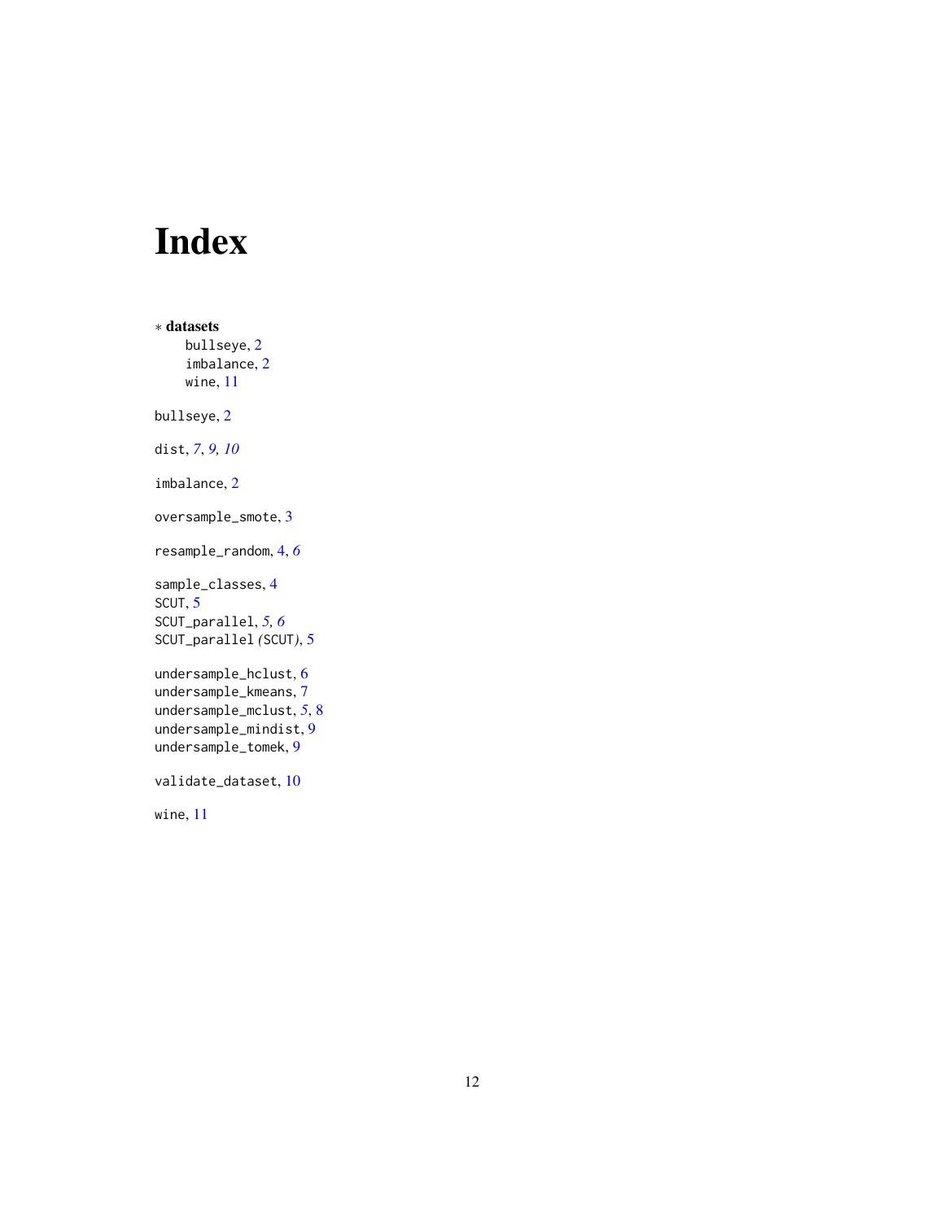# Index

∗ **datasets**

bullseye, 2
imbalance, 2
wine, 11

bullseye, 2

dist, *7*, *9, 10*

imbalance, 2

oversample_smote, 3

resample_random, 4, *6*

sample_classes, 4
SCUT, 5
SCUT_parallel, *5, 6*
SCUT_parallel *(*SCUT*)*, 5

undersample_hclust, 6
undersample_kmeans, 7
undersample_mclust, *5*, 8
undersample_mindist, 9
undersample_tomek, 9

validate_dataset, 10

wine, 11